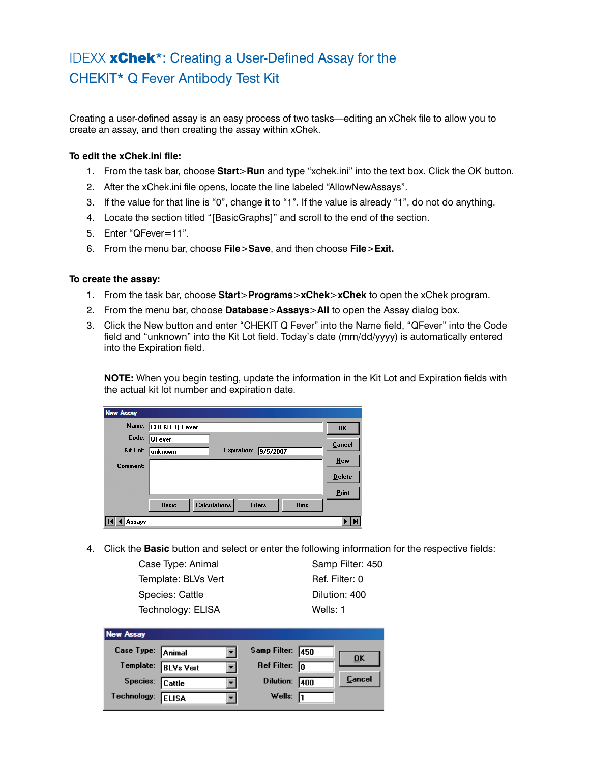# IDEXX **xChek***: Creating a User-Defined Assay for the CHEKIT* Q Fever Antibody Test Kit

Creating a user-defined assay is an easy process of two tasks—editing an xChek file to allow you to create an assay, and then creating the assay within xChek.

**To edit the xChek.ini file:**

1. From the task bar, choose **Start**>**Run** and type "xchek.ini" into the text box. Click the OK button.
2. After the xChek.ini file opens, locate the line labeled "AllowNewAssays".
3. If the value for that line is "0", change it to "1". If the value is already "1", do not do anything.
4. Locate the section titled "[BasicGraphs]" and scroll to the end of the section.
5. Enter "QFever=11".
6. From the menu bar, choose **File**>**Save**, and then choose **File**>**Exit.**

**To create the assay:**

1. From the task bar, choose **Start**>**Programs**>**xChek**>**xChek** to open the xChek program.
2. From the menu bar, choose **Database**>**Assays**>**All** to open the Assay dialog box.
3. Click the New button and enter "CHEKIT Q Fever" into the Name field, "QFever" into the Code field and "unknown" into the Kit Lot field. Today's date (mm/dd/yyyy) is automatically entered into the Expiration field.

   **NOTE:** When you begin testing, update the information in the Kit Lot and Expiration fields with the actual kit lot number and expiration date.

4. Click the **Basic** button and select or enter the following information for the respective fields:

| | |
|---|---|
| Case Type: Animal | Samp Filter: 450 |
| Template: BLVs Vert | Ref. Filter: 0 |
| Species: Cattle | Dilution: 400 |
| Technology: ELISA | Wells: 1 |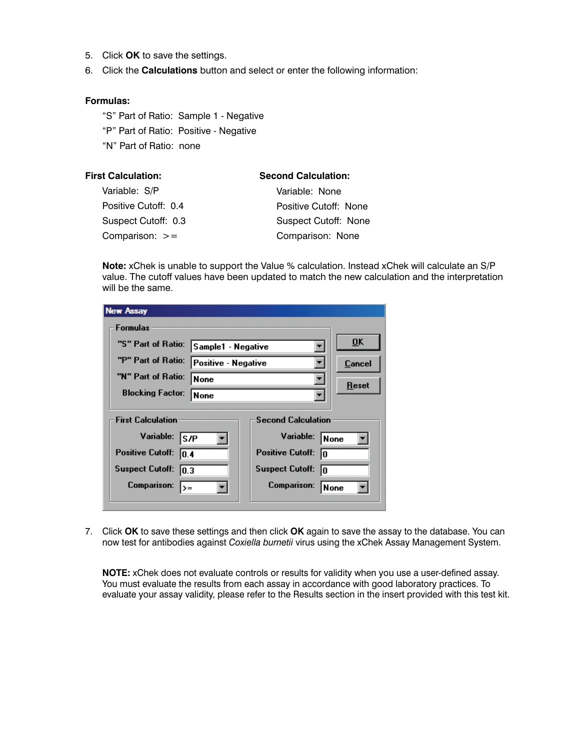5. Click **OK** to save the settings.
6. Click the **Calculations** button and select or enter the following information:

**Formulas:**

"S" Part of Ratio: Sample 1 - Negative
"P" Part of Ratio: Positive - Negative
"N" Part of Ratio: none

**First Calculation:**

Variable: S/P
Positive Cutoff: 0.4
Suspect Cutoff: 0.3
Comparison: >=

**Second Calculation:**

Variable: None
Positive Cutoff: None
Suspect Cutoff: None
Comparison: None

**Note:** xChek is unable to support the Value % calculation. Instead xChek will calculate an S/P value. The cutoff values have been updated to match the new calculation and the interpretation will be the same.

7. Click **OK** to save these settings and then click **OK** again to save the assay to the database. You can now test for antibodies against *Coxiella burnetii* virus using the xChek Assay Management System.

**NOTE:** xChek does not evaluate controls or results for validity when you use a user-defined assay. You must evaluate the results from each assay in accordance with good laboratory practices. To evaluate your assay validity, please refer to the Results section in the insert provided with this test kit.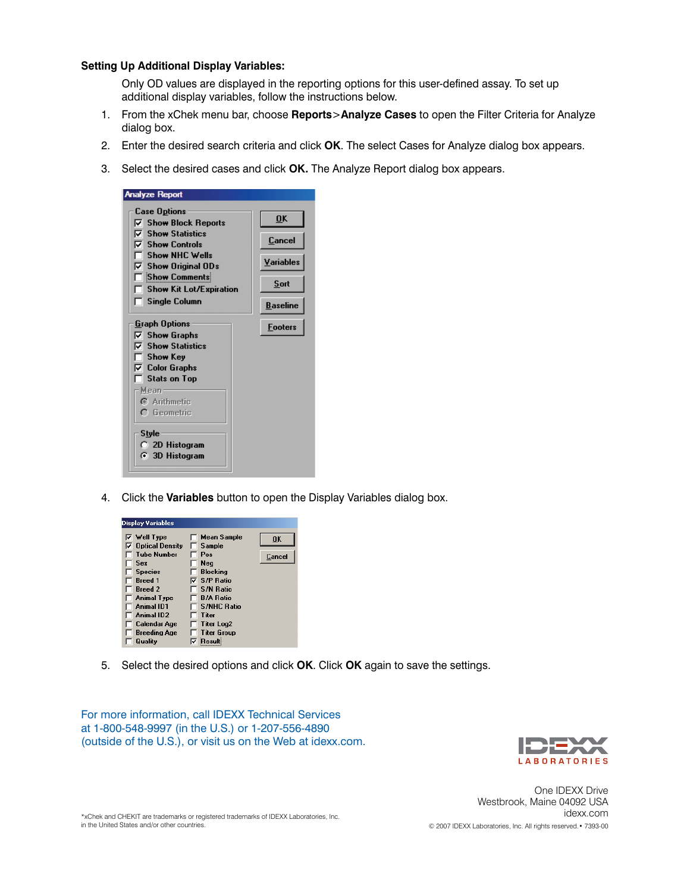**Setting Up Additional Display Variables:**

Only OD values are displayed in the reporting options for this user-defined assay. To set up additional display variables, follow the instructions below.

1. From the xChek menu bar, choose **Reports**>**Analyze Cases** to open the Filter Criteria for Analyze dialog box.
2. Enter the desired search criteria and click **OK**. The select Cases for Analyze dialog box appears.
3. Select the desired cases and click **OK.** The Analyze Report dialog box appears.
4. Click the **Variables** button to open the Display Variables dialog box.
5. Select the desired options and click **OK**. Click **OK** again to save the settings.

For more information, call IDEXX Technical Services at 1-800-548-9997 (in the U.S.) or 1-207-556-4890 (outside of the U.S.), or visit us on the Web at idexx.com.

IDEXX LABORATORIES

One IDEXX Drive
Westbrook, Maine 04092 USA
idexx.com

*xChek and CHEKIT are trademarks or registered trademarks of IDEXX Laboratories, Inc. in the United States and/or other countries.

© 2007 IDEXX Laboratories, Inc. All rights reserved. • 7393-00